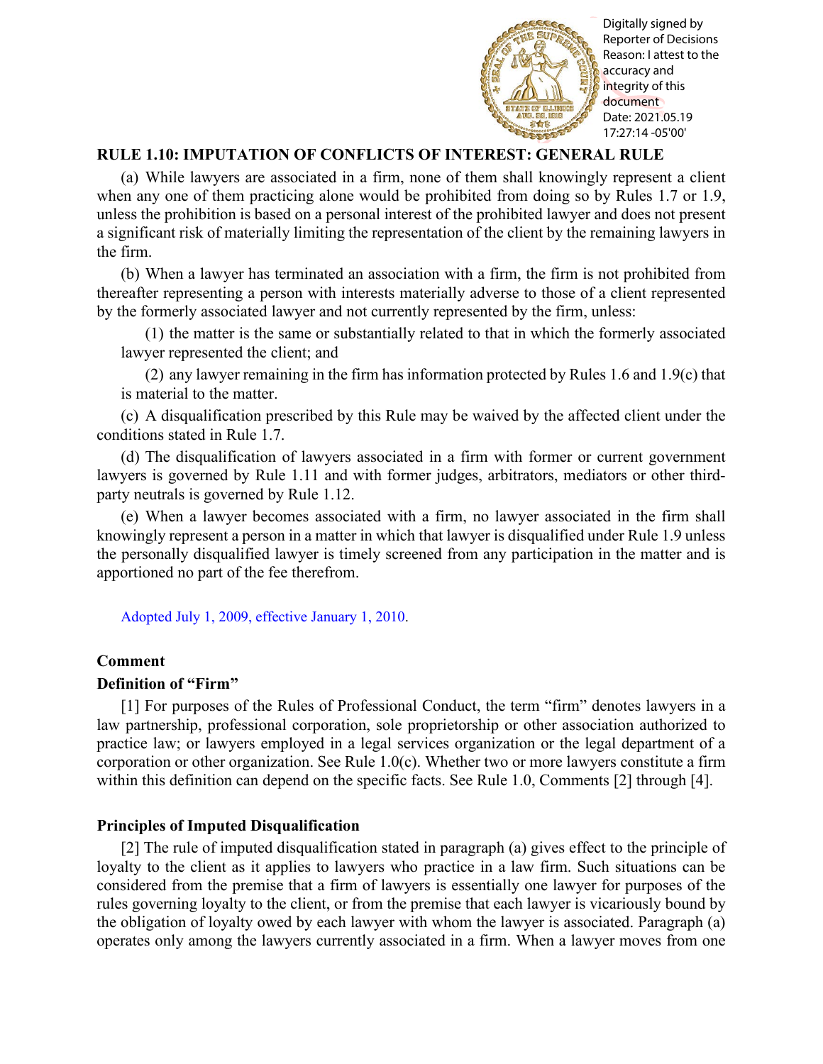## RULE 1.10: IMPUTATION OF CONFLICTS OF INTEREST: GENERAL RULE

(a) While lawyers are associated in a firm, none of them shall knowingly represent a client when any one of them practicing alone would be prohibited from doing so by Rules 1.7 or 1.9, unless the prohibition is based on a personal interest of the prohibited lawyer and does not present a significant risk of materially limiting the representation of the client by the remaining lawyers in the firm.

(b) When a lawyer has terminated an association with a firm, the firm is not prohibited from thereafter representing a person with interests materially adverse to those of a client represented by the formerly associated lawyer and not currently represented by the firm, unless:

(1) the matter is the same or substantially related to that in which the formerly associated lawyer represented the client; and

(2) any lawyer remaining in the firm has information protected by Rules 1.6 and 1.9(c) that is material to the matter.

(c) A disqualification prescribed by this Rule may be waived by the affected client under the conditions stated in Rule 1.7.

(d) The disqualification of lawyers associated in a firm with former or current government lawyers is governed by Rule 1.11 and with former judges, arbitrators, mediators or other third-party neutrals is governed by Rule 1.12.

(e) When a lawyer becomes associated with a firm, no lawyer associated in the firm shall knowingly represent a person in a matter in which that lawyer is disqualified under Rule 1.9 unless the personally disqualified lawyer is timely screened from any participation in the matter and is apportioned no part of the fee therefrom.

Adopted July 1, 2009, effective January 1, 2010.

### Comment

#### Definition of "Firm"

[1] For purposes of the Rules of Professional Conduct, the term "firm" denotes lawyers in a law partnership, professional corporation, sole proprietorship or other association authorized to practice law; or lawyers employed in a legal services organization or the legal department of a corporation or other organization. See Rule 1.0(c). Whether two or more lawyers constitute a firm within this definition can depend on the specific facts. See Rule 1.0, Comments [2] through [4].

#### Principles of Imputed Disqualification

[2] The rule of imputed disqualification stated in paragraph (a) gives effect to the principle of loyalty to the client as it applies to lawyers who practice in a law firm. Such situations can be considered from the premise that a firm of lawyers is essentially one lawyer for purposes of the rules governing loyalty to the client, or from the premise that each lawyer is vicariously bound by the obligation of loyalty owed by each lawyer with whom the lawyer is associated. Paragraph (a) operates only among the lawyers currently associated in a firm. When a lawyer moves from one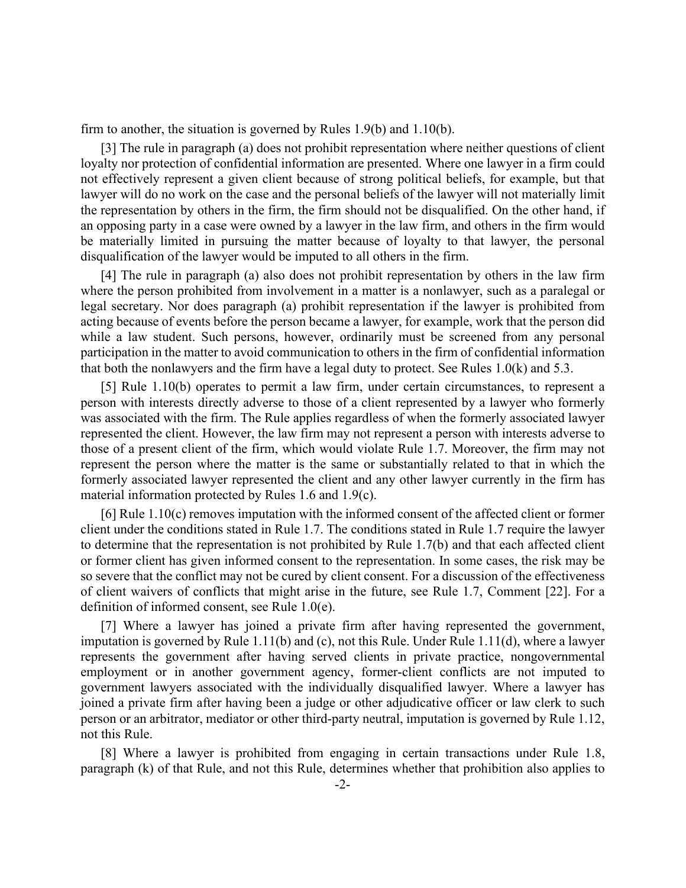firm to another, the situation is governed by Rules 1.9(b) and 1.10(b).

[3] The rule in paragraph (a) does not prohibit representation where neither questions of client loyalty nor protection of confidential information are presented. Where one lawyer in a firm could not effectively represent a given client because of strong political beliefs, for example, but that lawyer will do no work on the case and the personal beliefs of the lawyer will not materially limit the representation by others in the firm, the firm should not be disqualified. On the other hand, if an opposing party in a case were owned by a lawyer in the law firm, and others in the firm would be materially limited in pursuing the matter because of loyalty to that lawyer, the personal disqualification of the lawyer would be imputed to all others in the firm.

[4] The rule in paragraph (a) also does not prohibit representation by others in the law firm where the person prohibited from involvement in a matter is a nonlawyer, such as a paralegal or legal secretary. Nor does paragraph (a) prohibit representation if the lawyer is prohibited from acting because of events before the person became a lawyer, for example, work that the person did while a law student. Such persons, however, ordinarily must be screened from any personal participation in the matter to avoid communication to others in the firm of confidential information that both the nonlawyers and the firm have a legal duty to protect. See Rules 1.0(k) and 5.3.

[5] Rule 1.10(b) operates to permit a law firm, under certain circumstances, to represent a person with interests directly adverse to those of a client represented by a lawyer who formerly was associated with the firm. The Rule applies regardless of when the formerly associated lawyer represented the client. However, the law firm may not represent a person with interests adverse to those of a present client of the firm, which would violate Rule 1.7. Moreover, the firm may not represent the person where the matter is the same or substantially related to that in which the formerly associated lawyer represented the client and any other lawyer currently in the firm has material information protected by Rules 1.6 and 1.9(c).

[6] Rule 1.10(c) removes imputation with the informed consent of the affected client or former client under the conditions stated in Rule 1.7. The conditions stated in Rule 1.7 require the lawyer to determine that the representation is not prohibited by Rule 1.7(b) and that each affected client or former client has given informed consent to the representation. In some cases, the risk may be so severe that the conflict may not be cured by client consent. For a discussion of the effectiveness of client waivers of conflicts that might arise in the future, see Rule 1.7, Comment [22]. For a definition of informed consent, see Rule 1.0(e).

[7] Where a lawyer has joined a private firm after having represented the government, imputation is governed by Rule 1.11(b) and (c), not this Rule. Under Rule 1.11(d), where a lawyer represents the government after having served clients in private practice, nongovernmental employment or in another government agency, former-client conflicts are not imputed to government lawyers associated with the individually disqualified lawyer. Where a lawyer has joined a private firm after having been a judge or other adjudicative officer or law clerk to such person or an arbitrator, mediator or other third-party neutral, imputation is governed by Rule 1.12, not this Rule.

[8] Where a lawyer is prohibited from engaging in certain transactions under Rule 1.8, paragraph (k) of that Rule, and not this Rule, determines whether that prohibition also applies to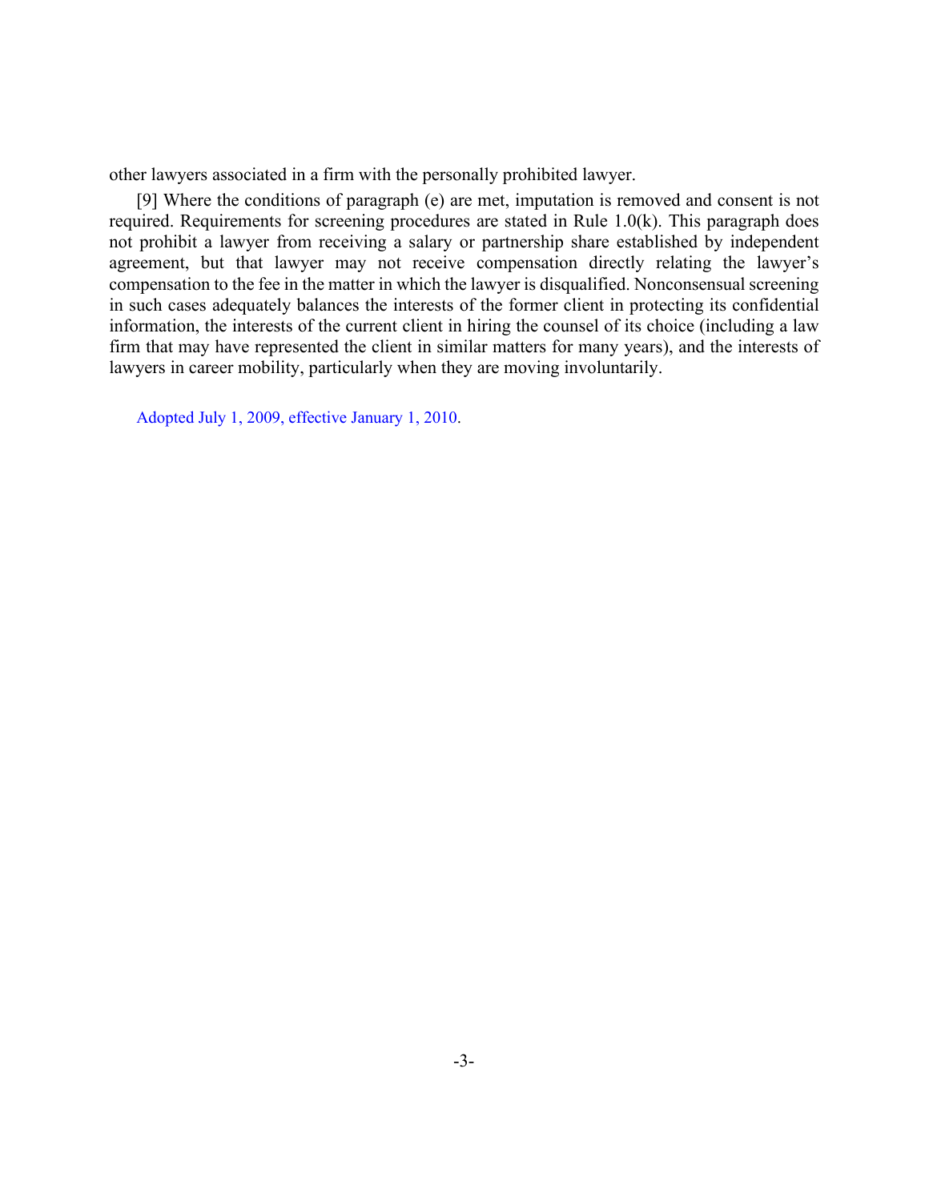other lawyers associated in a firm with the personally prohibited lawyer.

[9] Where the conditions of paragraph (e) are met, imputation is removed and consent is not required. Requirements for screening procedures are stated in Rule 1.0(k). This paragraph does not prohibit a lawyer from receiving a salary or partnership share established by independent agreement, but that lawyer may not receive compensation directly relating the lawyer's compensation to the fee in the matter in which the lawyer is disqualified. Nonconsensual screening in such cases adequately balances the interests of the former client in protecting its confidential information, the interests of the current client in hiring the counsel of its choice (including a law firm that may have represented the client in similar matters for many years), and the interests of lawyers in career mobility, particularly when they are moving involuntarily.

Adopted July 1, 2009, effective January 1, 2010.